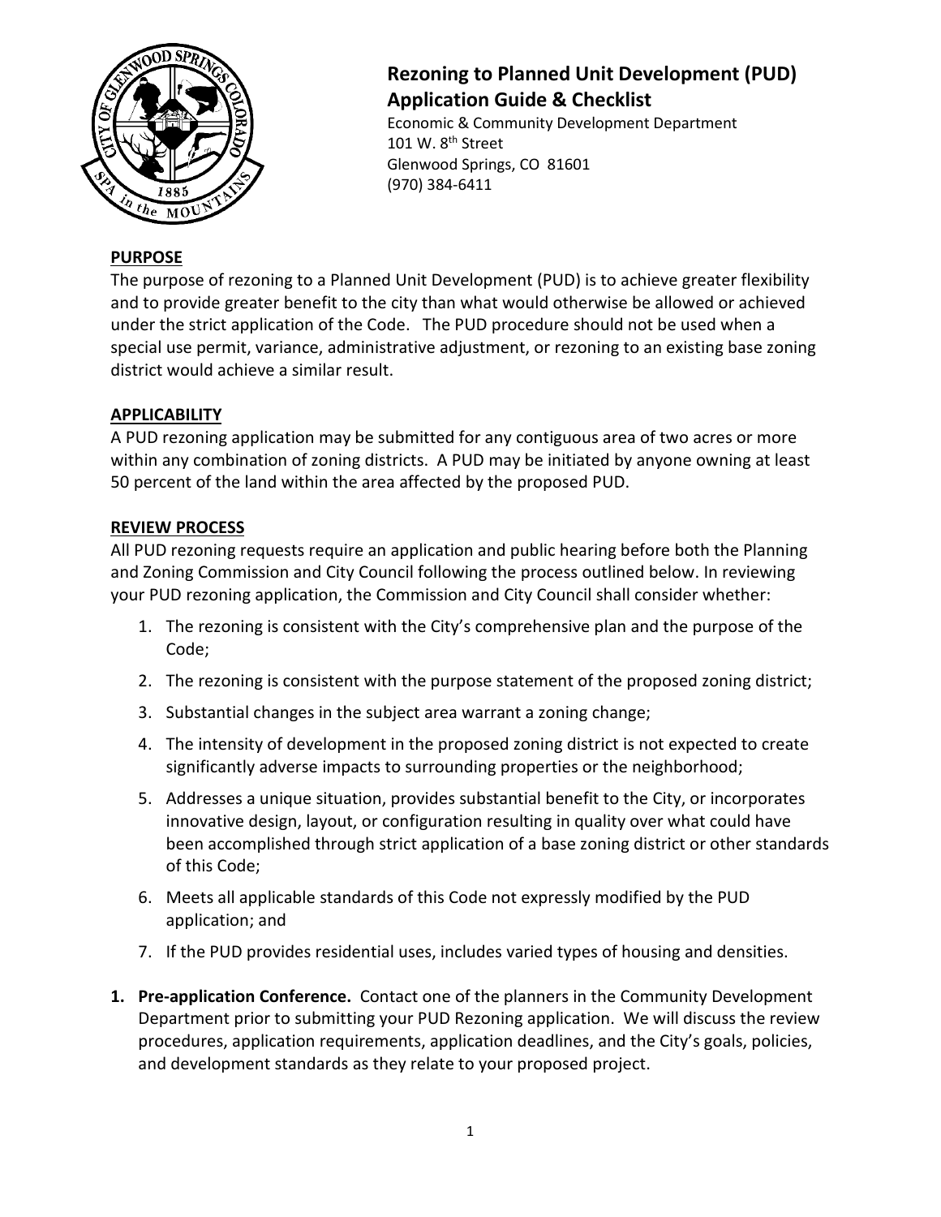# Rezoning to Planned Unit Development (PUD) Application Guide & Checklist

Economic & Community Development Department
101 W. 8th Street
Glenwood Springs, CO 81601
(970) 384-6411

## PURPOSE

The purpose of rezoning to a Planned Unit Development (PUD) is to achieve greater flexibility and to provide greater benefit to the city than what would otherwise be allowed or achieved under the strict application of the Code. The PUD procedure should not be used when a special use permit, variance, administrative adjustment, or rezoning to an existing base zoning district would achieve a similar result.

## APPLICABILITY

A PUD rezoning application may be submitted for any contiguous area of two acres or more within any combination of zoning districts. A PUD may be initiated by anyone owning at least 50 percent of the land within the area affected by the proposed PUD.

## REVIEW PROCESS

All PUD rezoning requests require an application and public hearing before both the Planning and Zoning Commission and City Council following the process outlined below. In reviewing your PUD rezoning application, the Commission and City Council shall consider whether:

1. The rezoning is consistent with the City's comprehensive plan and the purpose of the Code;
2. The rezoning is consistent with the purpose statement of the proposed zoning district;
3. Substantial changes in the subject area warrant a zoning change;
4. The intensity of development in the proposed zoning district is not expected to create significantly adverse impacts to surrounding properties or the neighborhood;
5. Addresses a unique situation, provides substantial benefit to the City, or incorporates innovative design, layout, or configuration resulting in quality over what could have been accomplished through strict application of a base zoning district or other standards of this Code;
6. Meets all applicable standards of this Code not expressly modified by the PUD application; and
7. If the PUD provides residential uses, includes varied types of housing and densities.

1. **Pre-application Conference.** Contact one of the planners in the Community Development Department prior to submitting your PUD Rezoning application. We will discuss the review procedures, application requirements, application deadlines, and the City's goals, policies, and development standards as they relate to your proposed project.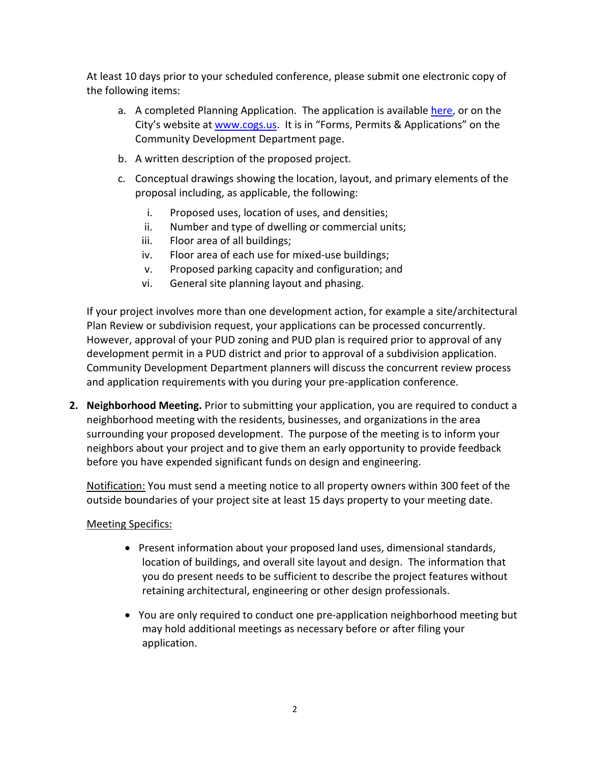At least 10 days prior to your scheduled conference, please submit one electronic copy of the following items:

a. A completed Planning Application. The application is available here, or on the City's website at www.cogs.us. It is in "Forms, Permits & Applications" on the Community Development Department page.

b. A written description of the proposed project.

c. Conceptual drawings showing the location, layout, and primary elements of the proposal including, as applicable, the following:

    i. Proposed uses, location of uses, and densities;
    ii. Number and type of dwelling or commercial units;
    iii. Floor area of all buildings;
    iv. Floor area of each use for mixed-use buildings;
    v. Proposed parking capacity and configuration; and
    vi. General site planning layout and phasing.

If your project involves more than one development action, for example a site/architectural Plan Review or subdivision request, your applications can be processed concurrently. However, approval of your PUD zoning and PUD plan is required prior to approval of any development permit in a PUD district and prior to approval of a subdivision application. Community Development Department planners will discuss the concurrent review process and application requirements with you during your pre-application conference.

2. **Neighborhood Meeting.** Prior to submitting your application, you are required to conduct a neighborhood meeting with the residents, businesses, and organizations in the area surrounding your proposed development. The purpose of the meeting is to inform your neighbors about your project and to give them an early opportunity to provide feedback before you have expended significant funds on design and engineering.

    Notification: You must send a meeting notice to all property owners within 300 feet of the outside boundaries of your project site at least 15 days property to your meeting date.

    Meeting Specifics:

    - Present information about your proposed land uses, dimensional standards, location of buildings, and overall site layout and design. The information that you do present needs to be sufficient to describe the project features without retaining architectural, engineering or other design professionals.

    - You are only required to conduct one pre-application neighborhood meeting but may hold additional meetings as necessary before or after filing your application.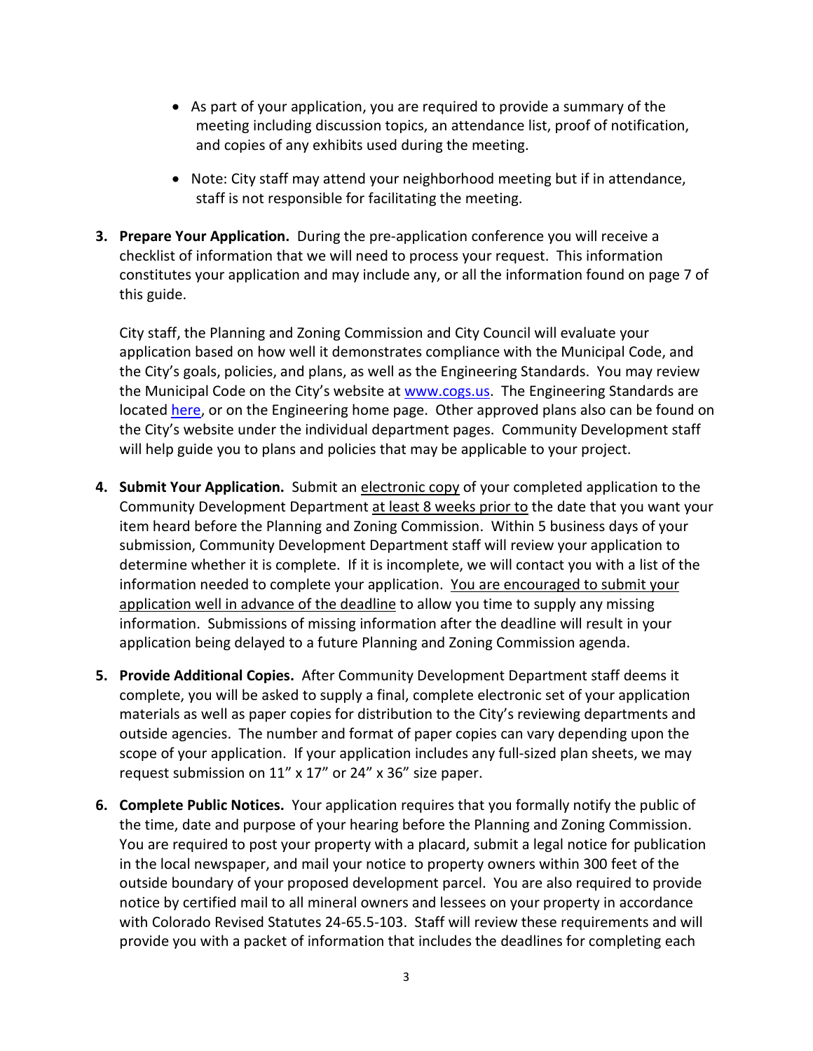- As part of your application, you are required to provide a summary of the meeting including discussion topics, an attendance list, proof of notification, and copies of any exhibits used during the meeting.
- Note: City staff may attend your neighborhood meeting but if in attendance, staff is not responsible for facilitating the meeting.

3. **Prepare Your Application.** During the pre-application conference you will receive a checklist of information that we will need to process your request. This information constitutes your application and may include any, or all the information found on page 7 of this guide.

   City staff, the Planning and Zoning Commission and City Council will evaluate your application based on how well it demonstrates compliance with the Municipal Code, and the City's goals, policies, and plans, as well as the Engineering Standards. You may review the Municipal Code on the City's website at [www.cogs.us](www.cogs.us). The Engineering Standards are located [here](), or on the Engineering home page. Other approved plans also can be found on the City's website under the individual department pages. Community Development staff will help guide you to plans and policies that may be applicable to your project.

4. **Submit Your Application.** Submit an <u>electronic copy</u> of your completed application to the Community Development Department <u>at least 8 weeks prior to</u> the date that you want your item heard before the Planning and Zoning Commission. Within 5 business days of your submission, Community Development Department staff will review your application to determine whether it is complete. If it is incomplete, we will contact you with a list of the information needed to complete your application. <u>You are encouraged to submit your application well in advance of the deadline</u> to allow you time to supply any missing information. Submissions of missing information after the deadline will result in your application being delayed to a future Planning and Zoning Commission agenda.

5. **Provide Additional Copies.** After Community Development Department staff deems it complete, you will be asked to supply a final, complete electronic set of your application materials as well as paper copies for distribution to the City's reviewing departments and outside agencies. The number and format of paper copies can vary depending upon the scope of your application. If your application includes any full-sized plan sheets, we may request submission on 11" x 17" or 24" x 36" size paper.

6. **Complete Public Notices.** Your application requires that you formally notify the public of the time, date and purpose of your hearing before the Planning and Zoning Commission. You are required to post your property with a placard, submit a legal notice for publication in the local newspaper, and mail your notice to property owners within 300 feet of the outside boundary of your proposed development parcel. You are also required to provide notice by certified mail to all mineral owners and lessees on your property in accordance with Colorado Revised Statutes 24-65.5-103. Staff will review these requirements and will provide you with a packet of information that includes the deadlines for completing each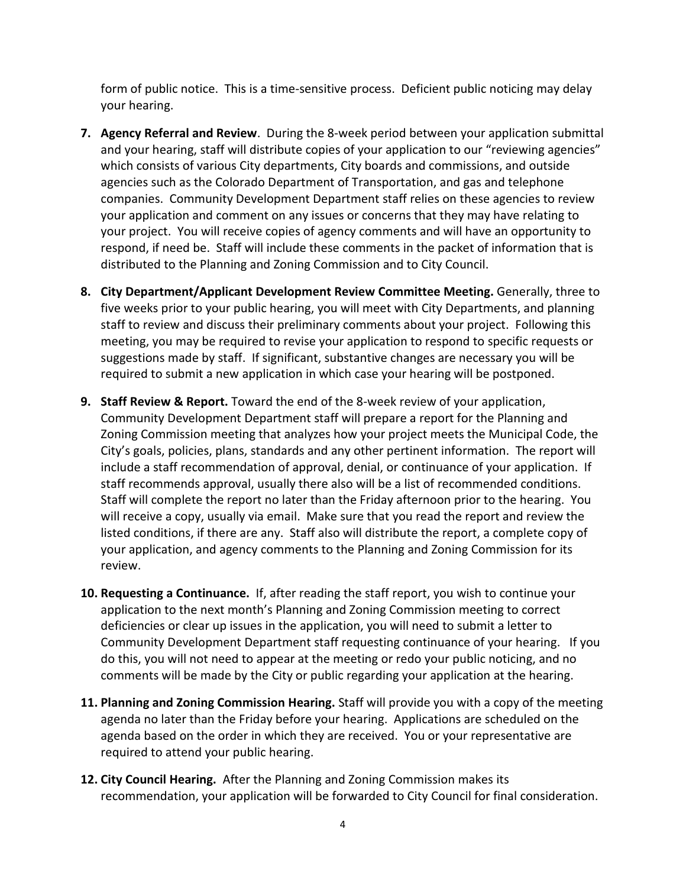form of public notice. This is a time-sensitive process. Deficient public noticing may delay your hearing.

7. **Agency Referral and Review**. During the 8-week period between your application submittal and your hearing, staff will distribute copies of your application to our "reviewing agencies" which consists of various City departments, City boards and commissions, and outside agencies such as the Colorado Department of Transportation, and gas and telephone companies. Community Development Department staff relies on these agencies to review your application and comment on any issues or concerns that they may have relating to your project. You will receive copies of agency comments and will have an opportunity to respond, if need be. Staff will include these comments in the packet of information that is distributed to the Planning and Zoning Commission and to City Council.

8. **City Department/Applicant Development Review Committee Meeting.** Generally, three to five weeks prior to your public hearing, you will meet with City Departments, and planning staff to review and discuss their preliminary comments about your project. Following this meeting, you may be required to revise your application to respond to specific requests or suggestions made by staff. If significant, substantive changes are necessary you will be required to submit a new application in which case your hearing will be postponed.

9. **Staff Review & Report.** Toward the end of the 8-week review of your application, Community Development Department staff will prepare a report for the Planning and Zoning Commission meeting that analyzes how your project meets the Municipal Code, the City's goals, policies, plans, standards and any other pertinent information. The report will include a staff recommendation of approval, denial, or continuance of your application. If staff recommends approval, usually there also will be a list of recommended conditions. Staff will complete the report no later than the Friday afternoon prior to the hearing. You will receive a copy, usually via email. Make sure that you read the report and review the listed conditions, if there are any. Staff also will distribute the report, a complete copy of your application, and agency comments to the Planning and Zoning Commission for its review.

10. **Requesting a Continuance.** If, after reading the staff report, you wish to continue your application to the next month's Planning and Zoning Commission meeting to correct deficiencies or clear up issues in the application, you will need to submit a letter to Community Development Department staff requesting continuance of your hearing. If you do this, you will not need to appear at the meeting or redo your public noticing, and no comments will be made by the City or public regarding your application at the hearing.

11. **Planning and Zoning Commission Hearing.** Staff will provide you with a copy of the meeting agenda no later than the Friday before your hearing. Applications are scheduled on the agenda based on the order in which they are received. You or your representative are required to attend your public hearing.

12. **City Council Hearing.** After the Planning and Zoning Commission makes its recommendation, your application will be forwarded to City Council for final consideration.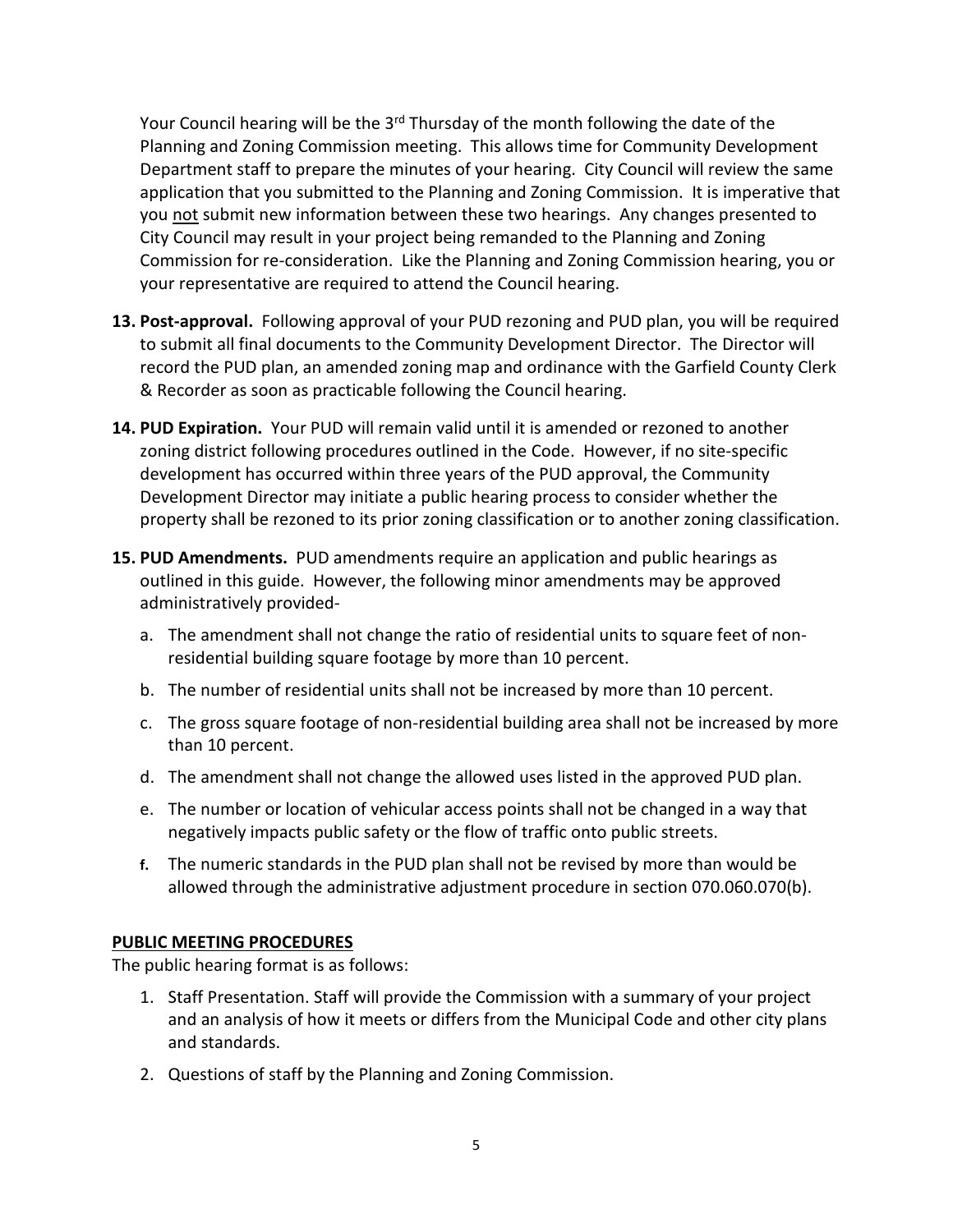Your Council hearing will be the 3rd Thursday of the month following the date of the Planning and Zoning Commission meeting. This allows time for Community Development Department staff to prepare the minutes of your hearing. City Council will review the same application that you submitted to the Planning and Zoning Commission. It is imperative that you <u>not</u> submit new information between these two hearings. Any changes presented to City Council may result in your project being remanded to the Planning and Zoning Commission for re-consideration. Like the Planning and Zoning Commission hearing, you or your representative are required to attend the Council hearing.

13. **Post-approval.** Following approval of your PUD rezoning and PUD plan, you will be required to submit all final documents to the Community Development Director. The Director will record the PUD plan, an amended zoning map and ordinance with the Garfield County Clerk & Recorder as soon as practicable following the Council hearing.

14. **PUD Expiration.** Your PUD will remain valid until it is amended or rezoned to another zoning district following procedures outlined in the Code. However, if no site-specific development has occurred within three years of the PUD approval, the Community Development Director may initiate a public hearing process to consider whether the property shall be rezoned to its prior zoning classification or to another zoning classification.

15. **PUD Amendments.** PUD amendments require an application and public hearings as outlined in this guide. However, the following minor amendments may be approved administratively provided-

    a. The amendment shall not change the ratio of residential units to square feet of non-residential building square footage by more than 10 percent.

    b. The number of residential units shall not be increased by more than 10 percent.

    c. The gross square footage of non-residential building area shall not be increased by more than 10 percent.

    d. The amendment shall not change the allowed uses listed in the approved PUD plan.

    e. The number or location of vehicular access points shall not be changed in a way that negatively impacts public safety or the flow of traffic onto public streets.

    f. The numeric standards in the PUD plan shall not be revised by more than would be allowed through the administrative adjustment procedure in section 070.060.070(b).

**<u>PUBLIC MEETING PROCEDURES</u>**

The public hearing format is as follows:

1. Staff Presentation. Staff will provide the Commission with a summary of your project and an analysis of how it meets or differs from the Municipal Code and other city plans and standards.
2. Questions of staff by the Planning and Zoning Commission.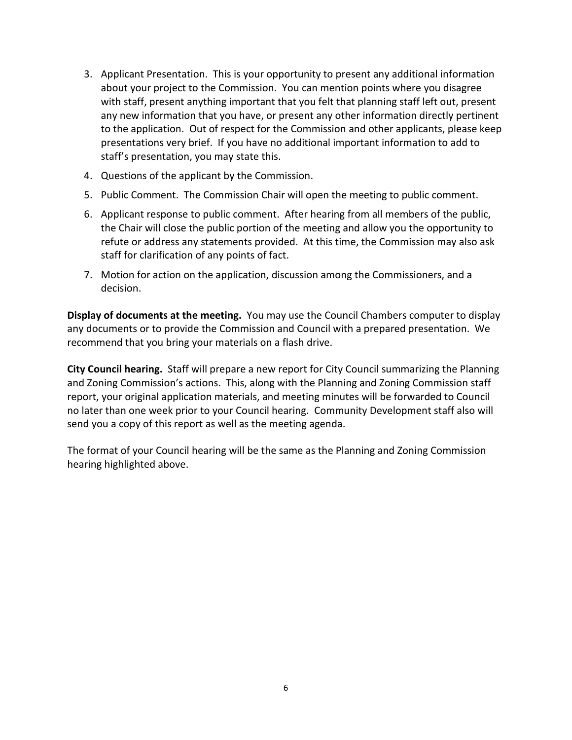3. Applicant Presentation. This is your opportunity to present any additional information about your project to the Commission. You can mention points where you disagree with staff, present anything important that you felt that planning staff left out, present any new information that you have, or present any other information directly pertinent to the application. Out of respect for the Commission and other applicants, please keep presentations very brief. If you have no additional important information to add to staff's presentation, you may state this.
4. Questions of the applicant by the Commission.
5. Public Comment. The Commission Chair will open the meeting to public comment.
6. Applicant response to public comment. After hearing from all members of the public, the Chair will close the public portion of the meeting and allow you the opportunity to refute or address any statements provided. At this time, the Commission may also ask staff for clarification of any points of fact.
7. Motion for action on the application, discussion among the Commissioners, and a decision.

**Display of documents at the meeting.** You may use the Council Chambers computer to display any documents or to provide the Commission and Council with a prepared presentation. We recommend that you bring your materials on a flash drive.

**City Council hearing.** Staff will prepare a new report for City Council summarizing the Planning and Zoning Commission's actions. This, along with the Planning and Zoning Commission staff report, your original application materials, and meeting minutes will be forwarded to Council no later than one week prior to your Council hearing. Community Development staff also will send you a copy of this report as well as the meeting agenda.

The format of your Council hearing will be the same as the Planning and Zoning Commission hearing highlighted above.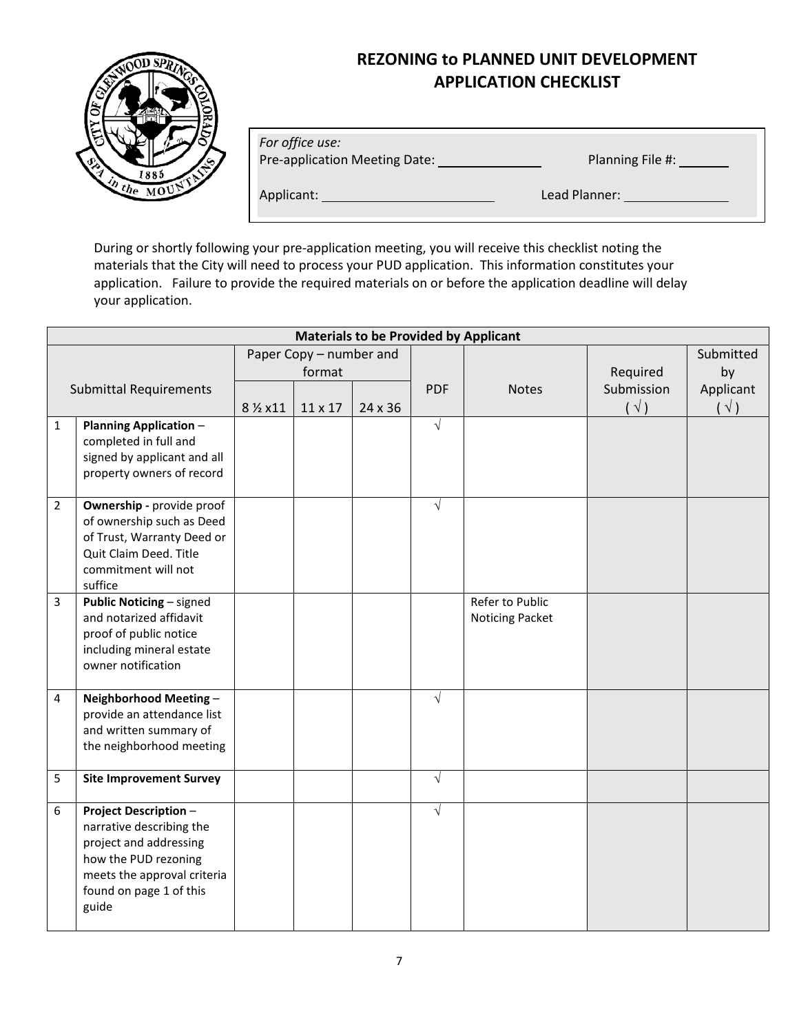# REZONING to PLANNED UNIT DEVELOPMENT APPLICATION CHECKLIST

*For office use:*
Pre-application Meeting Date: ______________ Planning File #: _______

Applicant: ________________________ Lead Planner: ______________

During or shortly following your pre-application meeting, you will receive this checklist noting the materials that the City will need to process your PUD application. This information constitutes your application. Failure to provide the required materials on or before the application deadline will delay your application.

| Materials to be Provided by Applicant | | | | | | | | |
|---|---|---|---|---|---|---|---|---|
| Submittal Requirements | | Paper Copy – number and format | | | PDF | Notes | Required Submission (√) | Submitted by Applicant (√) |
| | | 8 ½ x11 | 11 x 17 | 24 x 36 | | | | |
| 1 | **Planning Application** – completed in full and signed by applicant and all property owners of record | | | | √ | | | |
| 2 | **Ownership -** provide proof of ownership such as Deed of Trust, Warranty Deed or Quit Claim Deed. Title commitment will not suffice | | | | √ | | | |
| 3 | **Public Noticing** – signed and notarized affidavit proof of public notice including mineral estate owner notification | | | | | Refer to Public Noticing Packet | | |
| 4 | **Neighborhood Meeting** – provide an attendance list and written summary of the neighborhood meeting | | | | √ | | | |
| 5 | **Site Improvement Survey** | | | | √ | | | |
| 6 | **Project Description** – narrative describing the project and addressing how the PUD rezoning meets the approval criteria found on page 1 of this guide | | | | √ | | | |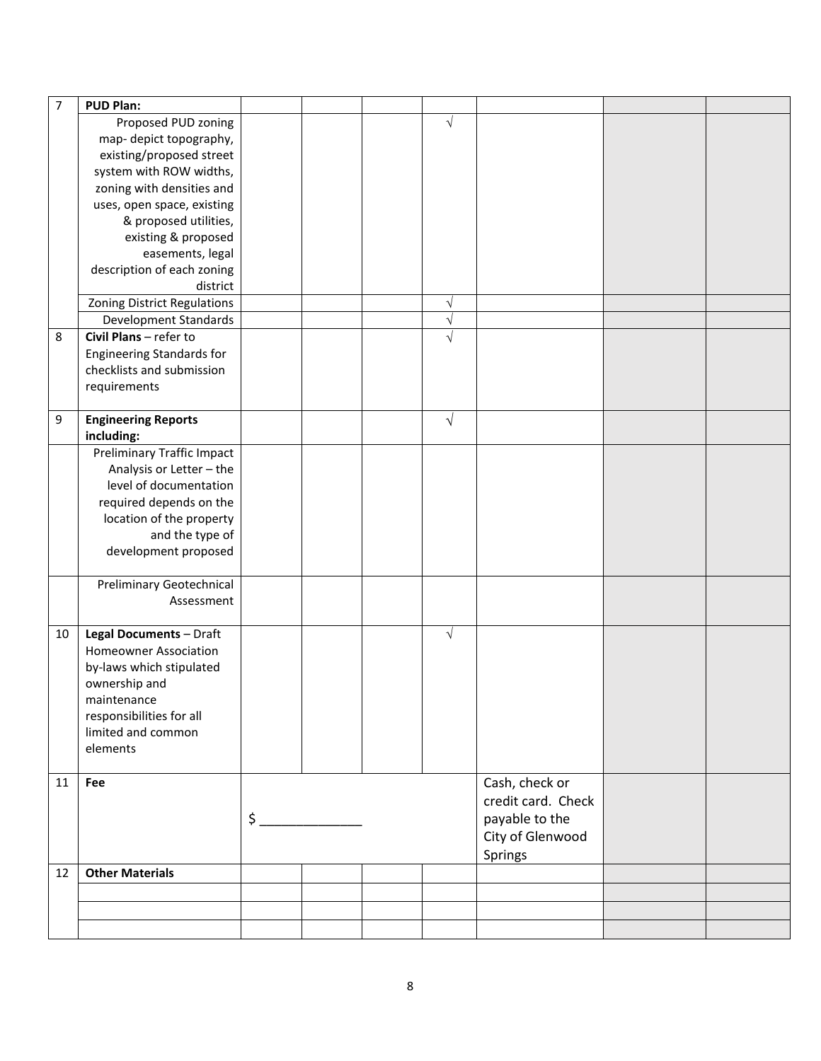| | | | | | | | | |
|---|---|---|---|---|---|---|---|---|
| 7 | **PUD Plan:** | | | | | | | |
| | Proposed PUD zoning map- depict topography, existing/proposed street system with ROW widths, zoning with densities and uses, open space, existing & proposed utilities, existing & proposed easements, legal description of each zoning district | | | | √ | | | |
| | Zoning District Regulations | | | | √ | | | |
| | Development Standards | | | | √ | | | |
| 8 | **Civil Plans** – refer to Engineering Standards for checklists and submission requirements | | | | √ | | | |
| 9 | **Engineering Reports including:** | | | | √ | | | |
| | Preliminary Traffic Impact Analysis or Letter – the level of documentation required depends on the location of the property and the type of development proposed | | | | | | | |
| | Preliminary Geotechnical Assessment | | | | | | | |
| 10 | **Legal Documents** – Draft Homeowner Association by-laws which stipulated ownership and maintenance responsibilities for all limited and common elements | | | | √ | | | |
| 11 | **Fee** | $ ______________ | | | | Cash, check or credit card. Check payable to the City of Glenwood Springs | | |
| 12 | **Other Materials** | | | | | | | |
| | | | | | | | | |
| | | | | | | | | |
| | | | | | | | | |